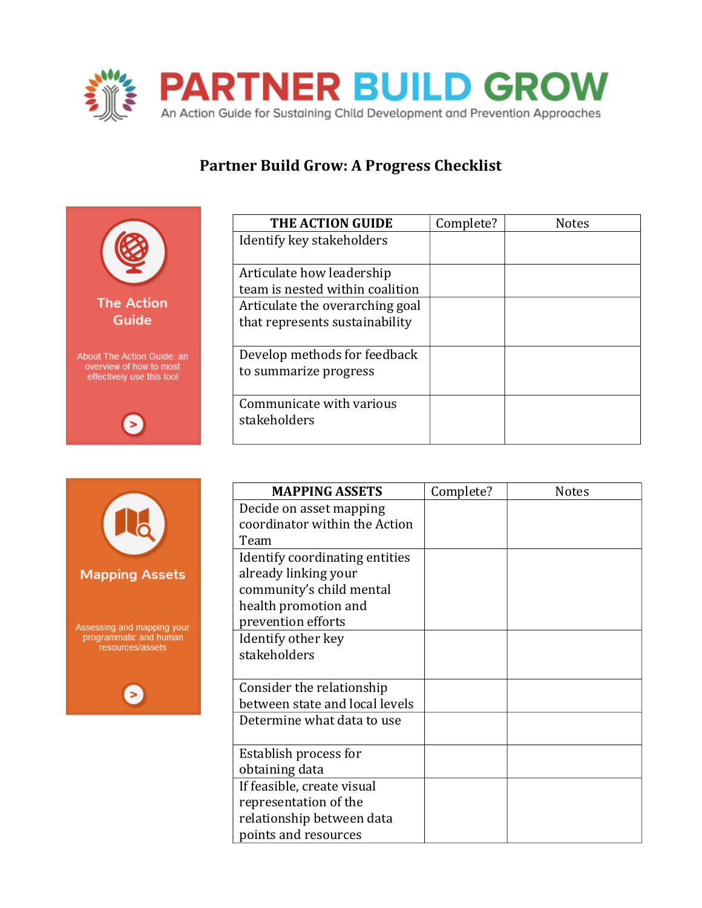# PARTNER BUILD GROW

An Action Guide for Sustaining Child Development and Prevention Approaches

## Partner Build Grow: A Progress Checklist

**The Action Guide**

About The Action Guide: an overview of how to most effectively use this tool

| THE ACTION GUIDE | Complete? | Notes |
|---|---|---|
| Identify key stakeholders | | |
| Articulate how leadership team is nested within coalition | | |
| Articulate the overarching goal that represents sustainability | | |
| Develop methods for feedback to summarize progress | | |
| Communicate with various stakeholders | | |

**Mapping Assets**

Assessing and mapping your programmatic and human resources/assets

| MAPPING ASSETS | Complete? | Notes |
|---|---|---|
| Decide on asset mapping coordinator within the Action Team | | |
| Identify coordinating entities already linking your community's child mental health promotion and prevention efforts | | |
| Identify other key stakeholders | | |
| Consider the relationship between state and local levels | | |
| Determine what data to use | | |
| Establish process for obtaining data | | |
| If feasible, create visual representation of the relationship between data points and resources | | |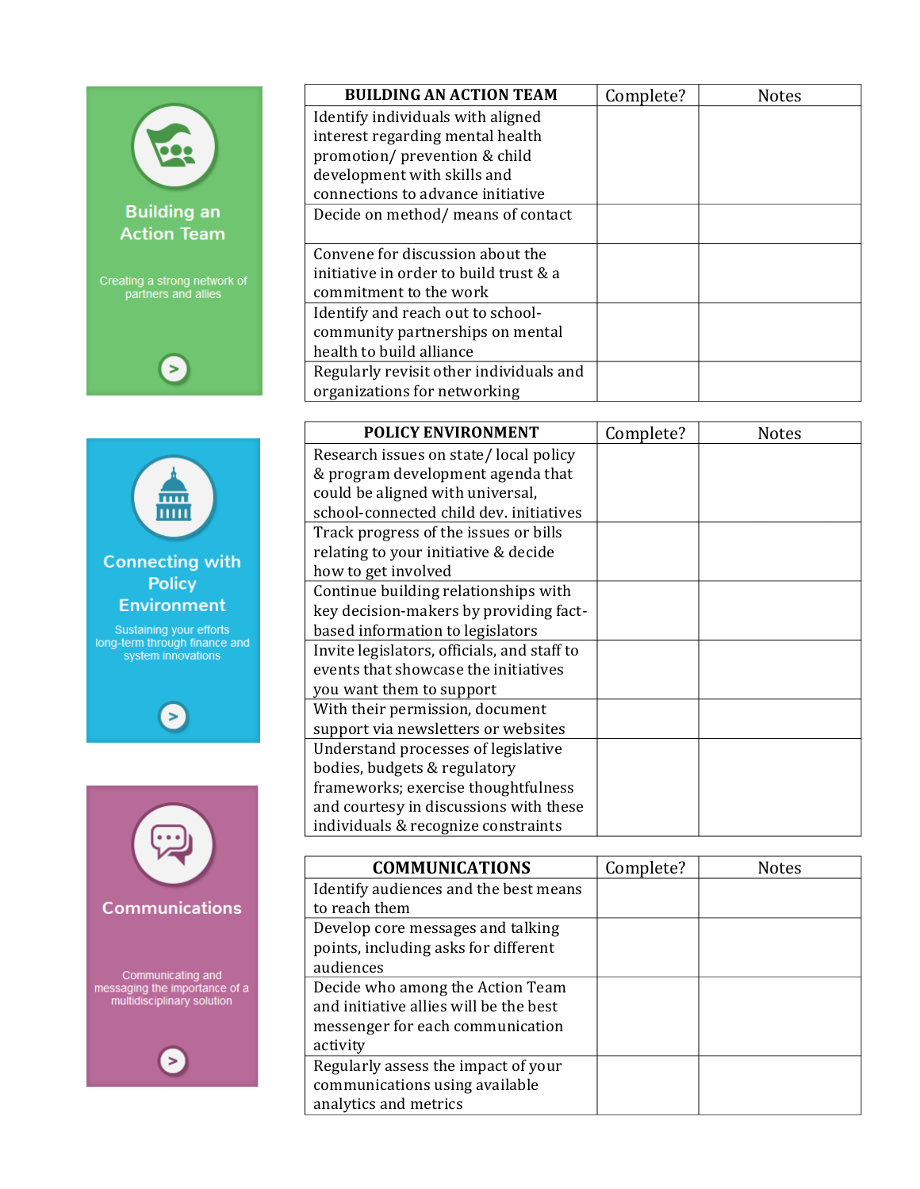**Building an Action Team**

Creating a strong network of partners and allies

| BUILDING AN ACTION TEAM | Complete? | Notes |
|---|---|---|
| Identify individuals with aligned interest regarding mental health promotion/ prevention & child development with skills and connections to advance initiative | | |
| Decide on method/ means of contact | | |
| Convene for discussion about the initiative in order to build trust & a commitment to the work | | |
| Identify and reach out to school-community partnerships on mental health to build alliance | | |
| Regularly revisit other individuals and organizations for networking | | |

**Connecting with Policy Environment**

Sustaining your efforts long-term through finance and system innovations

| POLICY ENVIRONMENT | Complete? | Notes |
|---|---|---|
| Research issues on state/ local policy & program development agenda that could be aligned with universal, school-connected child dev. initiatives | | |
| Track progress of the issues or bills relating to your initiative & decide how to get involved | | |
| Continue building relationships with key decision-makers by providing fact-based information to legislators | | |
| Invite legislators, officials, and staff to events that showcase the initiatives you want them to support | | |
| With their permission, document support via newsletters or websites | | |
| Understand processes of legislative bodies, budgets & regulatory frameworks; exercise thoughtfulness and courtesy in discussions with these individuals & recognize constraints | | |

**Communications**

Communicating and messaging the importance of a multidisciplinary solution

| COMMUNICATIONS | Complete? | Notes |
|---|---|---|
| Identify audiences and the best means to reach them | | |
| Develop core messages and talking points, including asks for different audiences | | |
| Decide who among the Action Team and initiative allies will be the best messenger for each communication activity | | |
| Regularly assess the impact of your communications using available analytics and metrics | | |